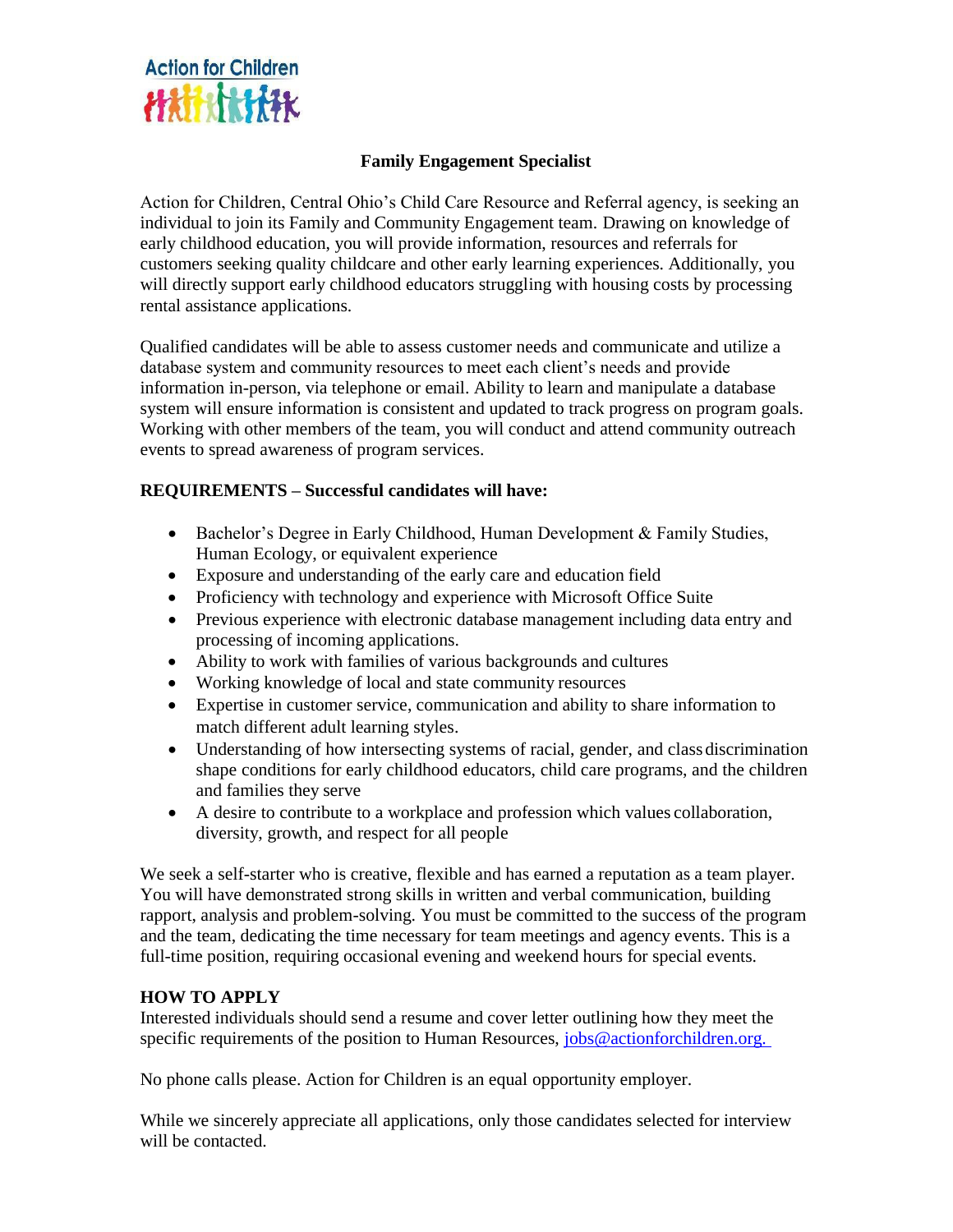Action for Children

# Family Engagement Specialist

Action for Children, Central Ohio's Child Care Resource and Referral agency, is seeking an individual to join its Family and Community Engagement team. Drawing on knowledge of early childhood education, you will provide information, resources and referrals for customers seeking quality childcare and other early learning experiences. Additionally, you will directly support early childhood educators struggling with housing costs by processing rental assistance applications.

Qualified candidates will be able to assess customer needs and communicate and utilize a database system and community resources to meet each client's needs and provide information in-person, via telephone or email. Ability to learn and manipulate a database system will ensure information is consistent and updated to track progress on program goals. Working with other members of the team, you will conduct and attend community outreach events to spread awareness of program services.

**REQUIREMENTS – Successful candidates will have:**

- Bachelor's Degree in Early Childhood, Human Development & Family Studies, Human Ecology, or equivalent experience
- Exposure and understanding of the early care and education field
- Proficiency with technology and experience with Microsoft Office Suite
- Previous experience with electronic database management including data entry and processing of incoming applications.
- Ability to work with families of various backgrounds and cultures
- Working knowledge of local and state community resources
- Expertise in customer service, communication and ability to share information to match different adult learning styles.
- Understanding of how intersecting systems of racial, gender, and class discrimination shape conditions for early childhood educators, child care programs, and the children and families they serve
- A desire to contribute to a workplace and profession which values collaboration, diversity, growth, and respect for all people

We seek a self-starter who is creative, flexible and has earned a reputation as a team player. You will have demonstrated strong skills in written and verbal communication, building rapport, analysis and problem-solving. You must be committed to the success of the program and the team, dedicating the time necessary for team meetings and agency events. This is a full-time position, requiring occasional evening and weekend hours for special events.

**HOW TO APPLY**

Interested individuals should send a resume and cover letter outlining how they meet the specific requirements of the position to Human Resources, jobs@actionforchildren.org.

No phone calls please. Action for Children is an equal opportunity employer.

While we sincerely appreciate all applications, only those candidates selected for interview will be contacted.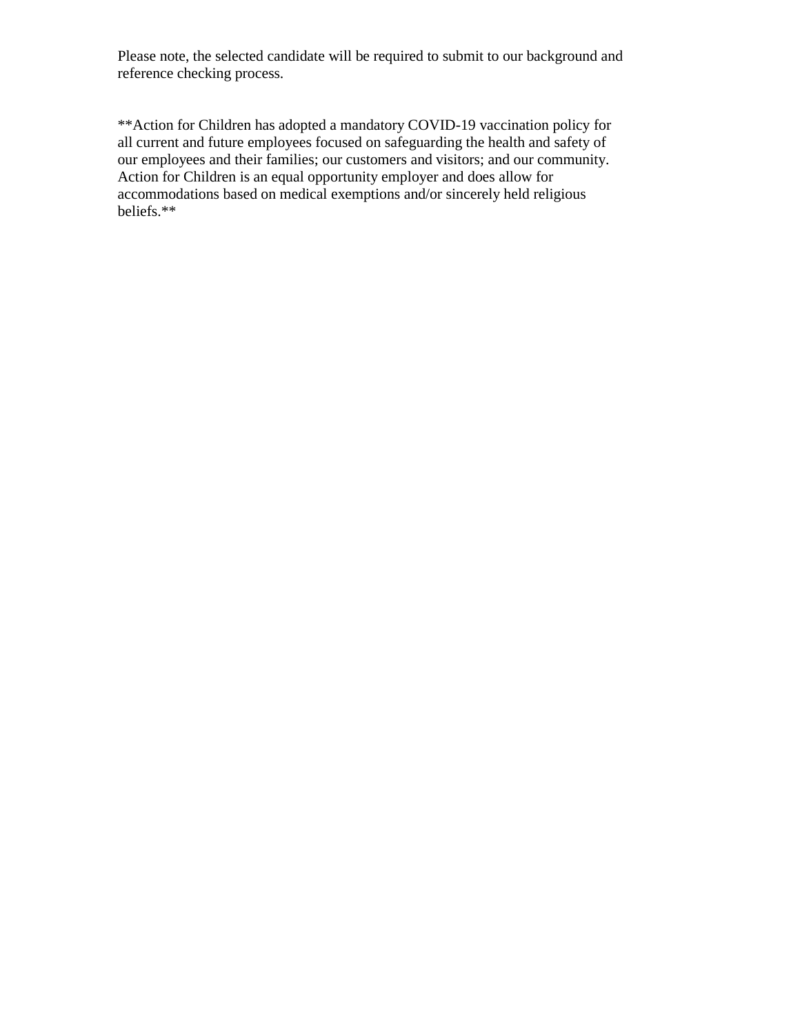Please note, the selected candidate will be required to submit to our background and reference checking process.

**Action for Children has adopted a mandatory COVID-19 vaccination policy for all current and future employees focused on safeguarding the health and safety of our employees and their families; our customers and visitors; and our community. Action for Children is an equal opportunity employer and does allow for accommodations based on medical exemptions and/or sincerely held religious beliefs.**